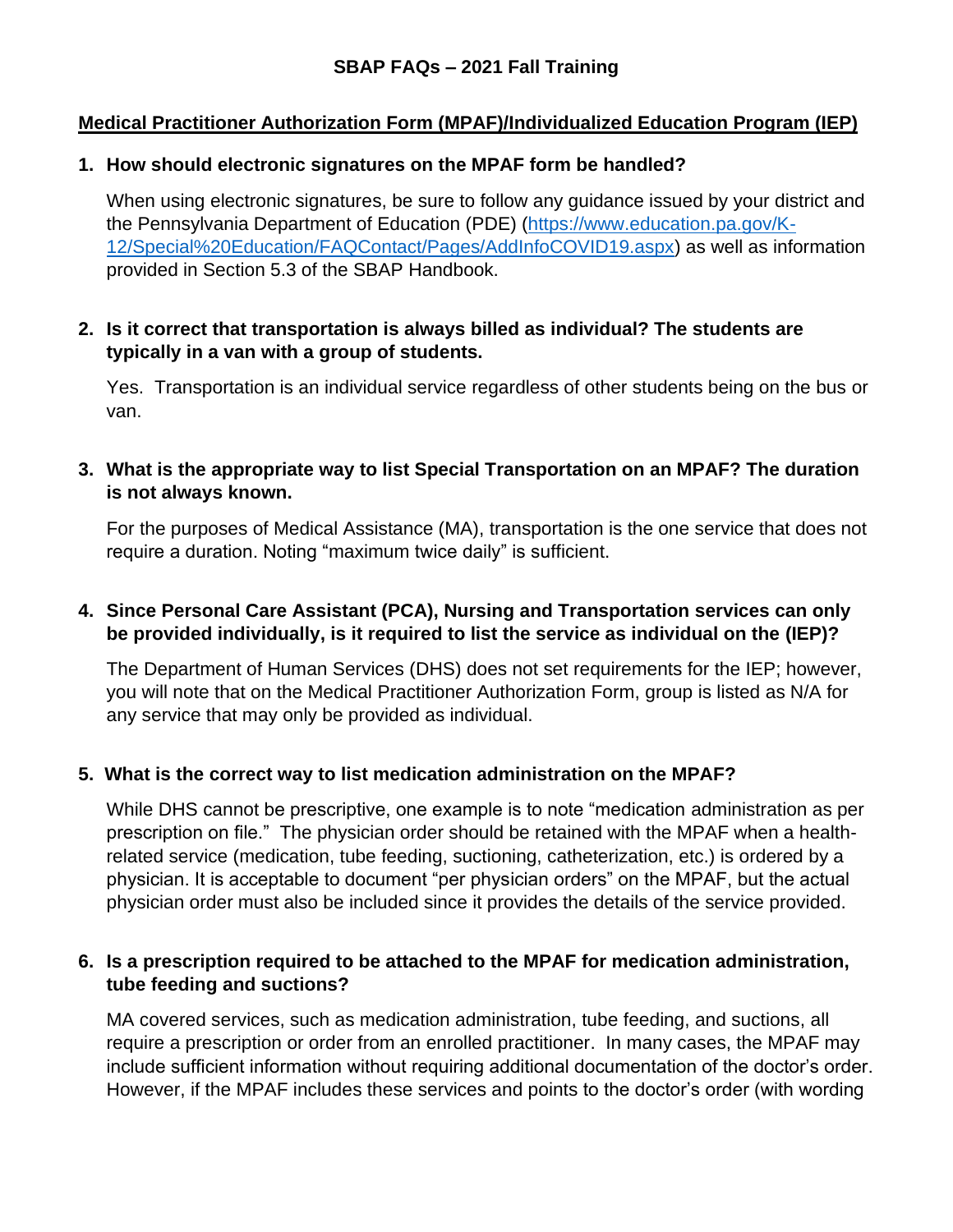# SBAP FAQs – 2021 Fall Training

## Medical Practitioner Authorization Form (MPAF)/Individualized Education Program (IEP)

1. **How should electronic signatures on the MPAF form be handled?**

   When using electronic signatures, be sure to follow any guidance issued by your district and the Pennsylvania Department of Education (PDE) (https://www.education.pa.gov/K-12/Special%20Education/FAQContact/Pages/AddInfoCOVID19.aspx) as well as information provided in Section 5.3 of the SBAP Handbook.

2. **Is it correct that transportation is always billed as individual? The students are typically in a van with a group of students.**

   Yes. Transportation is an individual service regardless of other students being on the bus or van.

3. **What is the appropriate way to list Special Transportation on an MPAF? The duration is not always known.**

   For the purposes of Medical Assistance (MA), transportation is the one service that does not require a duration. Noting "maximum twice daily" is sufficient.

4. **Since Personal Care Assistant (PCA), Nursing and Transportation services can only be provided individually, is it required to list the service as individual on the (IEP)?**

   The Department of Human Services (DHS) does not set requirements for the IEP; however, you will note that on the Medical Practitioner Authorization Form, group is listed as N/A for any service that may only be provided as individual.

5. **What is the correct way to list medication administration on the MPAF?**

   While DHS cannot be prescriptive, one example is to note "medication administration as per prescription on file." The physician order should be retained with the MPAF when a health-related service (medication, tube feeding, suctioning, catheterization, etc.) is ordered by a physician. It is acceptable to document "per physician orders" on the MPAF, but the actual physician order must also be included since it provides the details of the service provided.

6. **Is a prescription required to be attached to the MPAF for medication administration, tube feeding and suctions?**

   MA covered services, such as medication administration, tube feeding, and suctions, all require a prescription or order from an enrolled practitioner. In many cases, the MPAF may include sufficient information without requiring additional documentation of the doctor's order. However, if the MPAF includes these services and points to the doctor's order (with wording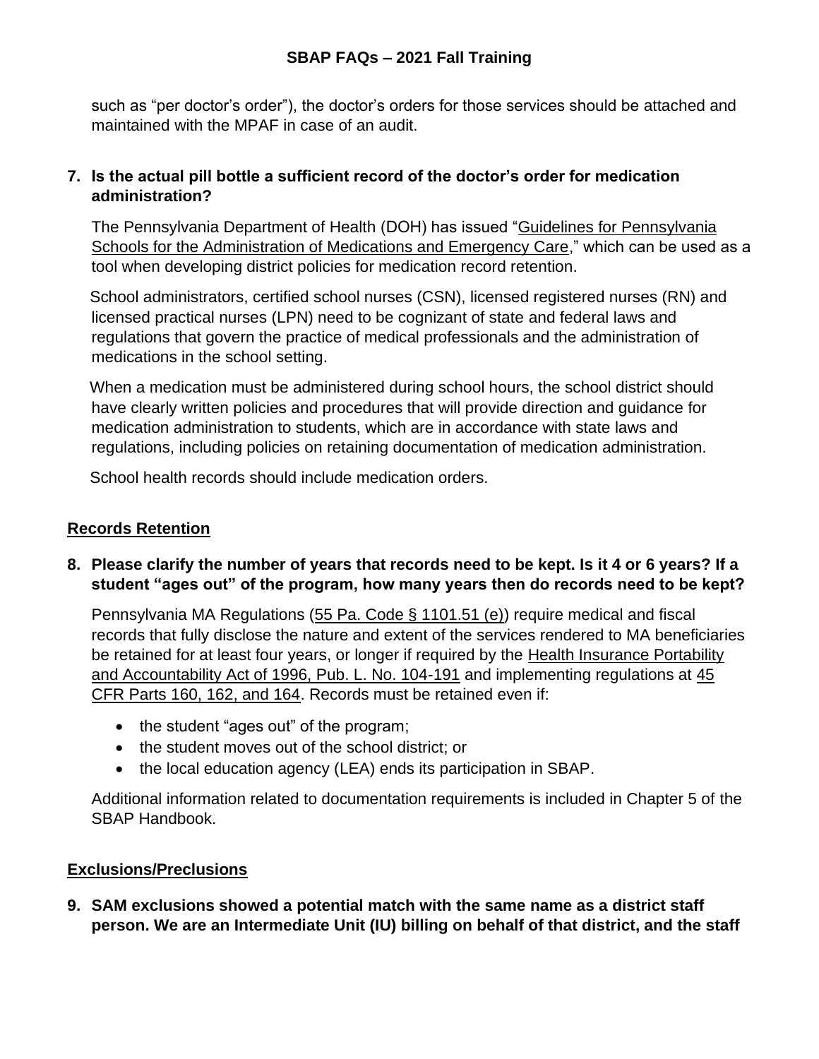such as "per doctor's order"), the doctor's orders for those services should be attached and maintained with the MPAF in case of an audit.

**7. Is the actual pill bottle a sufficient record of the doctor's order for medication administration?**

The Pennsylvania Department of Health (DOH) has issued "Guidelines for Pennsylvania Schools for the Administration of Medications and Emergency Care," which can be used as a tool when developing district policies for medication record retention.

School administrators, certified school nurses (CSN), licensed registered nurses (RN) and licensed practical nurses (LPN) need to be cognizant of state and federal laws and regulations that govern the practice of medical professionals and the administration of medications in the school setting.

When a medication must be administered during school hours, the school district should have clearly written policies and procedures that will provide direction and guidance for medication administration to students, which are in accordance with state laws and regulations, including policies on retaining documentation of medication administration.

School health records should include medication orders.

## Records Retention

**8. Please clarify the number of years that records need to be kept. Is it 4 or 6 years? If a student "ages out" of the program, how many years then do records need to be kept?**

Pennsylvania MA Regulations (55 Pa. Code § 1101.51 (e)) require medical and fiscal records that fully disclose the nature and extent of the services rendered to MA beneficiaries be retained for at least four years, or longer if required by the Health Insurance Portability and Accountability Act of 1996, Pub. L. No. 104-191 and implementing regulations at 45 CFR Parts 160, 162, and 164. Records must be retained even if:

- the student "ages out" of the program;
- the student moves out of the school district; or
- the local education agency (LEA) ends its participation in SBAP.

Additional information related to documentation requirements is included in Chapter 5 of the SBAP Handbook.

## Exclusions/Preclusions

**9. SAM exclusions showed a potential match with the same name as a district staff person. We are an Intermediate Unit (IU) billing on behalf of that district, and the staff**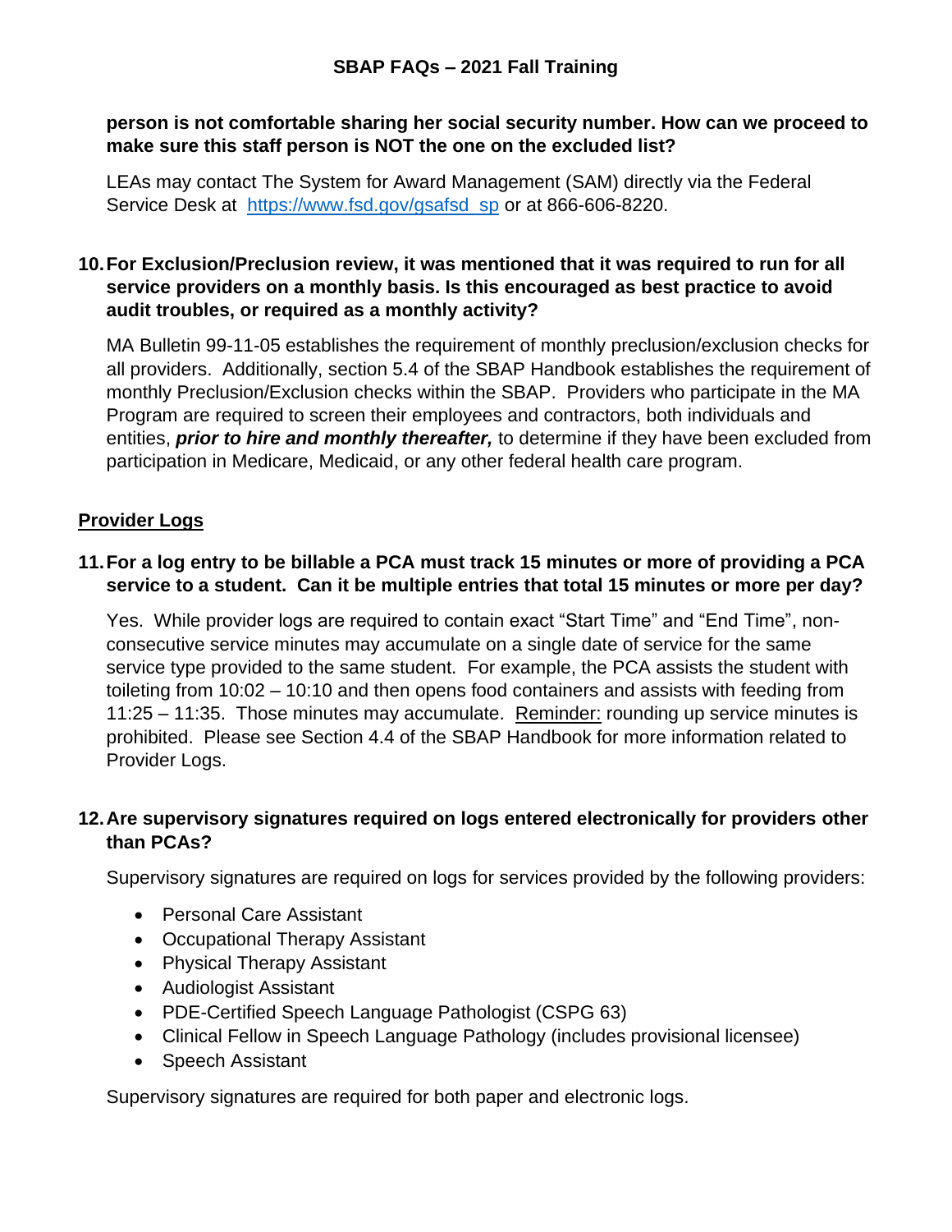**person is not comfortable sharing her social security number. How can we proceed to make sure this staff person is NOT the one on the excluded list?**

LEAs may contact The System for Award Management (SAM) directly via the Federal Service Desk at [https://www.fsd.gov/gsafsd_sp](https://www.fsd.gov/gsafsd_sp) or at 866-606-8220.

**10. For Exclusion/Preclusion review, it was mentioned that it was required to run for all service providers on a monthly basis. Is this encouraged as best practice to avoid audit troubles, or required as a monthly activity?**

MA Bulletin 99-11-05 establishes the requirement of monthly preclusion/exclusion checks for all providers. Additionally, section 5.4 of the SBAP Handbook establishes the requirement of monthly Preclusion/Exclusion checks within the SBAP. Providers who participate in the MA Program are required to screen their employees and contractors, both individuals and entities, ***prior to hire and monthly thereafter,*** to determine if they have been excluded from participation in Medicare, Medicaid, or any other federal health care program.

## Provider Logs

**11. For a log entry to be billable a PCA must track 15 minutes or more of providing a PCA service to a student. Can it be multiple entries that total 15 minutes or more per day?**

Yes. While provider logs are required to contain exact "Start Time" and "End Time", non-consecutive service minutes may accumulate on a single date of service for the same service type provided to the same student. For example, the PCA assists the student with toileting from 10:02 – 10:10 and then opens food containers and assists with feeding from 11:25 – 11:35. Those minutes may accumulate. Reminder: rounding up service minutes is prohibited. Please see Section 4.4 of the SBAP Handbook for more information related to Provider Logs.

**12. Are supervisory signatures required on logs entered electronically for providers other than PCAs?**

Supervisory signatures are required on logs for services provided by the following providers:

- Personal Care Assistant
- Occupational Therapy Assistant
- Physical Therapy Assistant
- Audiologist Assistant
- PDE-Certified Speech Language Pathologist (CSPG 63)
- Clinical Fellow in Speech Language Pathology (includes provisional licensee)
- Speech Assistant

Supervisory signatures are required for both paper and electronic logs.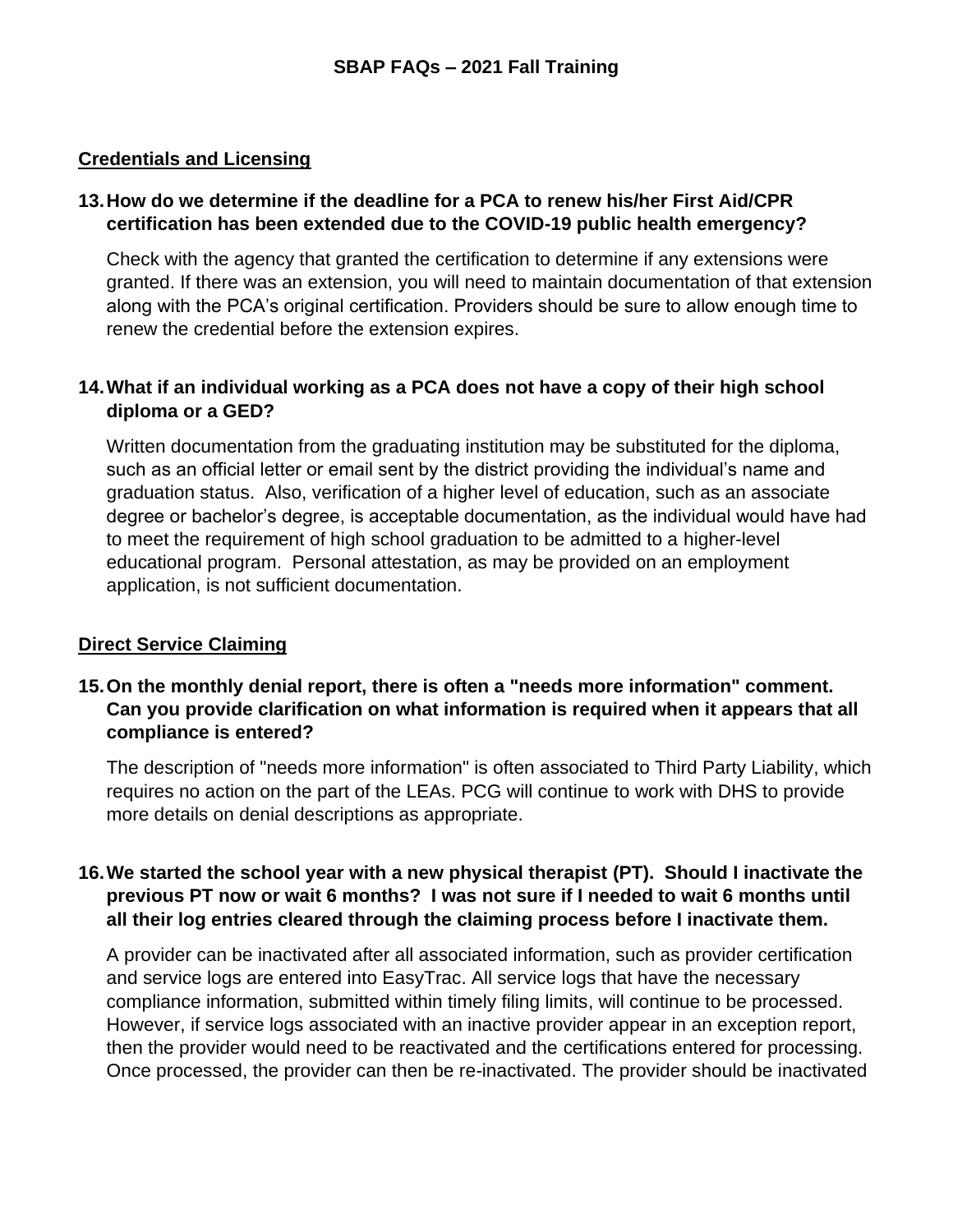## SBAP FAQs – 2021 Fall Training

### Credentials and Licensing

**13. How do we determine if the deadline for a PCA to renew his/her First Aid/CPR certification has been extended due to the COVID-19 public health emergency?**

Check with the agency that granted the certification to determine if any extensions were granted. If there was an extension, you will need to maintain documentation of that extension along with the PCA's original certification. Providers should be sure to allow enough time to renew the credential before the extension expires.

**14. What if an individual working as a PCA does not have a copy of their high school diploma or a GED?**

Written documentation from the graduating institution may be substituted for the diploma, such as an official letter or email sent by the district providing the individual's name and graduation status. Also, verification of a higher level of education, such as an associate degree or bachelor's degree, is acceptable documentation, as the individual would have had to meet the requirement of high school graduation to be admitted to a higher-level educational program. Personal attestation, as may be provided on an employment application, is not sufficient documentation.

### Direct Service Claiming

**15. On the monthly denial report, there is often a "needs more information" comment. Can you provide clarification on what information is required when it appears that all compliance is entered?**

The description of "needs more information" is often associated to Third Party Liability, which requires no action on the part of the LEAs. PCG will continue to work with DHS to provide more details on denial descriptions as appropriate.

**16. We started the school year with a new physical therapist (PT). Should I inactivate the previous PT now or wait 6 months? I was not sure if I needed to wait 6 months until all their log entries cleared through the claiming process before I inactivate them.**

A provider can be inactivated after all associated information, such as provider certification and service logs are entered into EasyTrac. All service logs that have the necessary compliance information, submitted within timely filing limits, will continue to be processed. However, if service logs associated with an inactive provider appear in an exception report, then the provider would need to be reactivated and the certifications entered for processing. Once processed, the provider can then be re-inactivated. The provider should be inactivated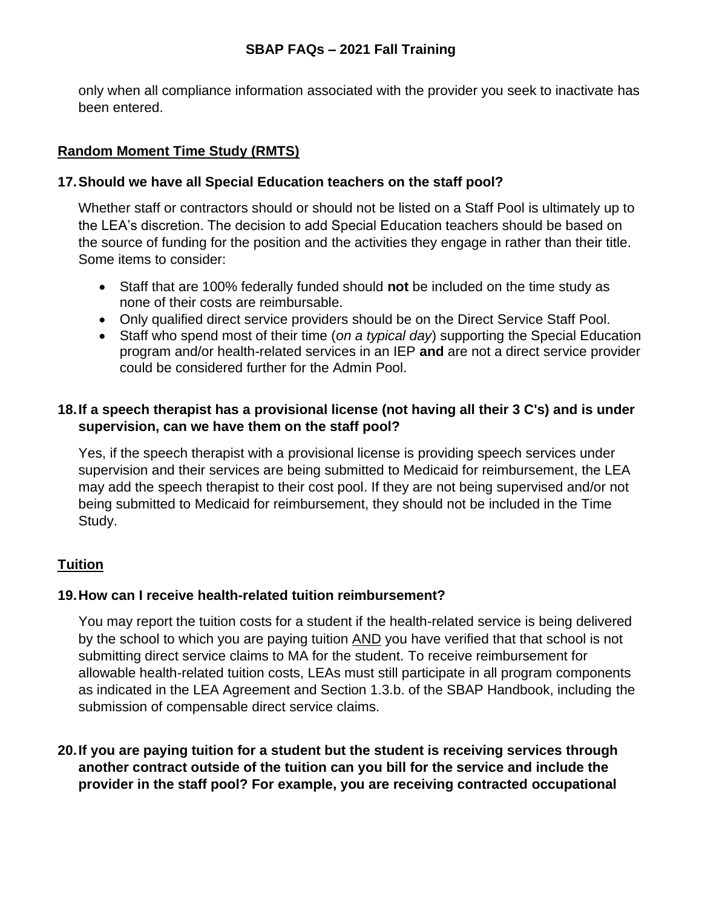only when all compliance information associated with the provider you seek to inactivate has been entered.

## Random Moment Time Study (RMTS)

**17. Should we have all Special Education teachers on the staff pool?**

Whether staff or contractors should or should not be listed on a Staff Pool is ultimately up to the LEA's discretion. The decision to add Special Education teachers should be based on the source of funding for the position and the activities they engage in rather than their title. Some items to consider:

- Staff that are 100% federally funded should **not** be included on the time study as none of their costs are reimbursable.
- Only qualified direct service providers should be on the Direct Service Staff Pool.
- Staff who spend most of their time (*on a typical day*) supporting the Special Education program and/or health-related services in an IEP **and** are not a direct service provider could be considered further for the Admin Pool.

**18. If a speech therapist has a provisional license (not having all their 3 C's) and is under supervision, can we have them on the staff pool?**

Yes, if the speech therapist with a provisional license is providing speech services under supervision and their services are being submitted to Medicaid for reimbursement, the LEA may add the speech therapist to their cost pool. If they are not being supervised and/or not being submitted to Medicaid for reimbursement, they should not be included in the Time Study.

## Tuition

**19. How can I receive health-related tuition reimbursement?**

You may report the tuition costs for a student if the health-related service is being delivered by the school to which you are paying tuition AND you have verified that that school is not submitting direct service claims to MA for the student. To receive reimbursement for allowable health-related tuition costs, LEAs must still participate in all program components as indicated in the LEA Agreement and Section 1.3.b. of the SBAP Handbook, including the submission of compensable direct service claims.

**20. If you are paying tuition for a student but the student is receiving services through another contract outside of the tuition can you bill for the service and include the provider in the staff pool? For example, you are receiving contracted occupational**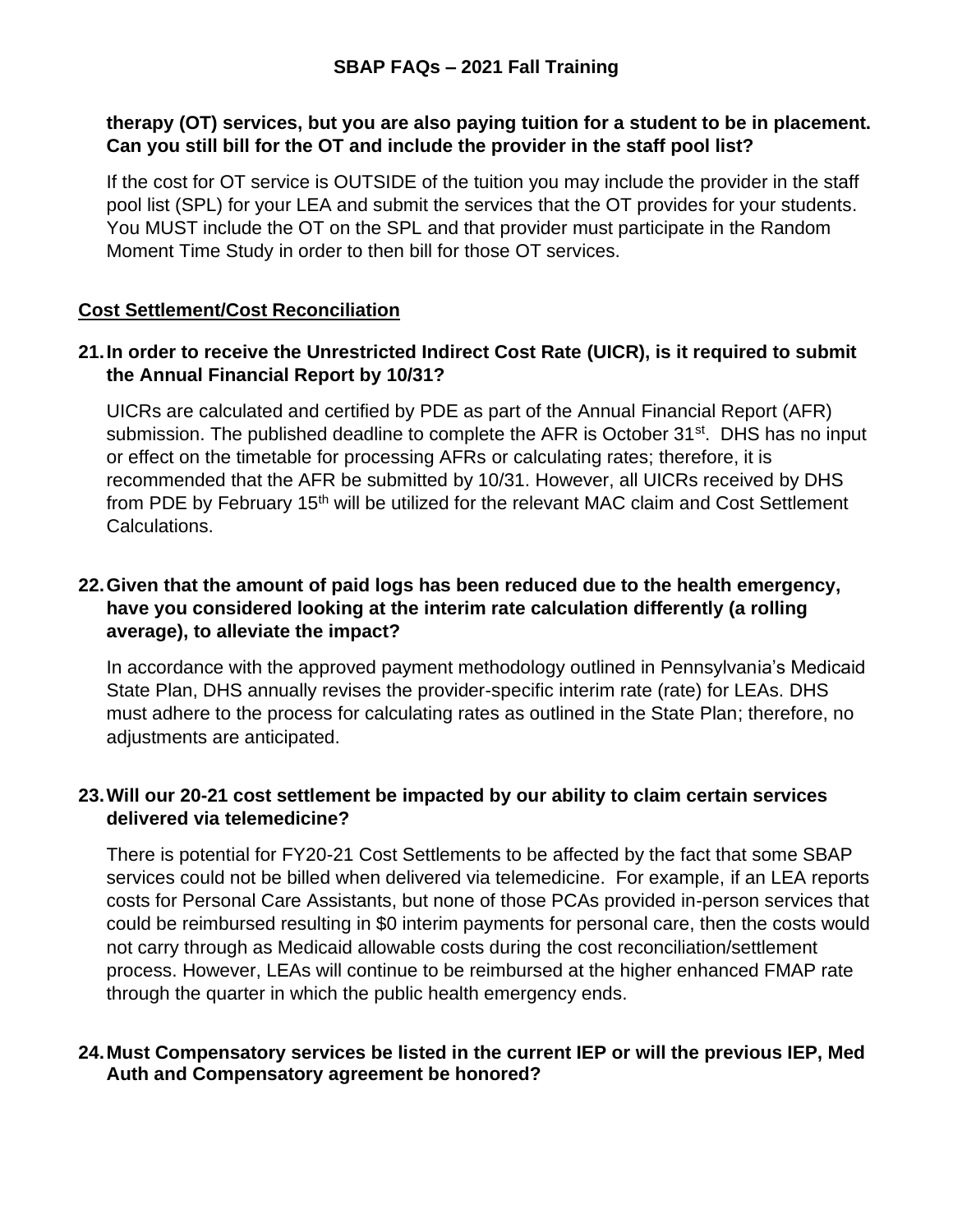**therapy (OT) services, but you are also paying tuition for a student to be in placement. Can you still bill for the OT and include the provider in the staff pool list?**

If the cost for OT service is OUTSIDE of the tuition you may include the provider in the staff pool list (SPL) for your LEA and submit the services that the OT provides for your students. You MUST include the OT on the SPL and that provider must participate in the Random Moment Time Study in order to then bill for those OT services.

## Cost Settlement/Cost Reconciliation

**21. In order to receive the Unrestricted Indirect Cost Rate (UICR), is it required to submit the Annual Financial Report by 10/31?**

UICRs are calculated and certified by PDE as part of the Annual Financial Report (AFR) submission. The published deadline to complete the AFR is October 31st. DHS has no input or effect on the timetable for processing AFRs or calculating rates; therefore, it is recommended that the AFR be submitted by 10/31. However, all UICRs received by DHS from PDE by February 15th will be utilized for the relevant MAC claim and Cost Settlement Calculations.

**22. Given that the amount of paid logs has been reduced due to the health emergency, have you considered looking at the interim rate calculation differently (a rolling average), to alleviate the impact?**

In accordance with the approved payment methodology outlined in Pennsylvania's Medicaid State Plan, DHS annually revises the provider-specific interim rate (rate) for LEAs. DHS must adhere to the process for calculating rates as outlined in the State Plan; therefore, no adjustments are anticipated.

**23. Will our 20-21 cost settlement be impacted by our ability to claim certain services delivered via telemedicine?**

There is potential for FY20-21 Cost Settlements to be affected by the fact that some SBAP services could not be billed when delivered via telemedicine. For example, if an LEA reports costs for Personal Care Assistants, but none of those PCAs provided in-person services that could be reimbursed resulting in $0 interim payments for personal care, then the costs would not carry through as Medicaid allowable costs during the cost reconciliation/settlement process. However, LEAs will continue to be reimbursed at the higher enhanced FMAP rate through the quarter in which the public health emergency ends.

**24. Must Compensatory services be listed in the current IEP or will the previous IEP, Med Auth and Compensatory agreement be honored?**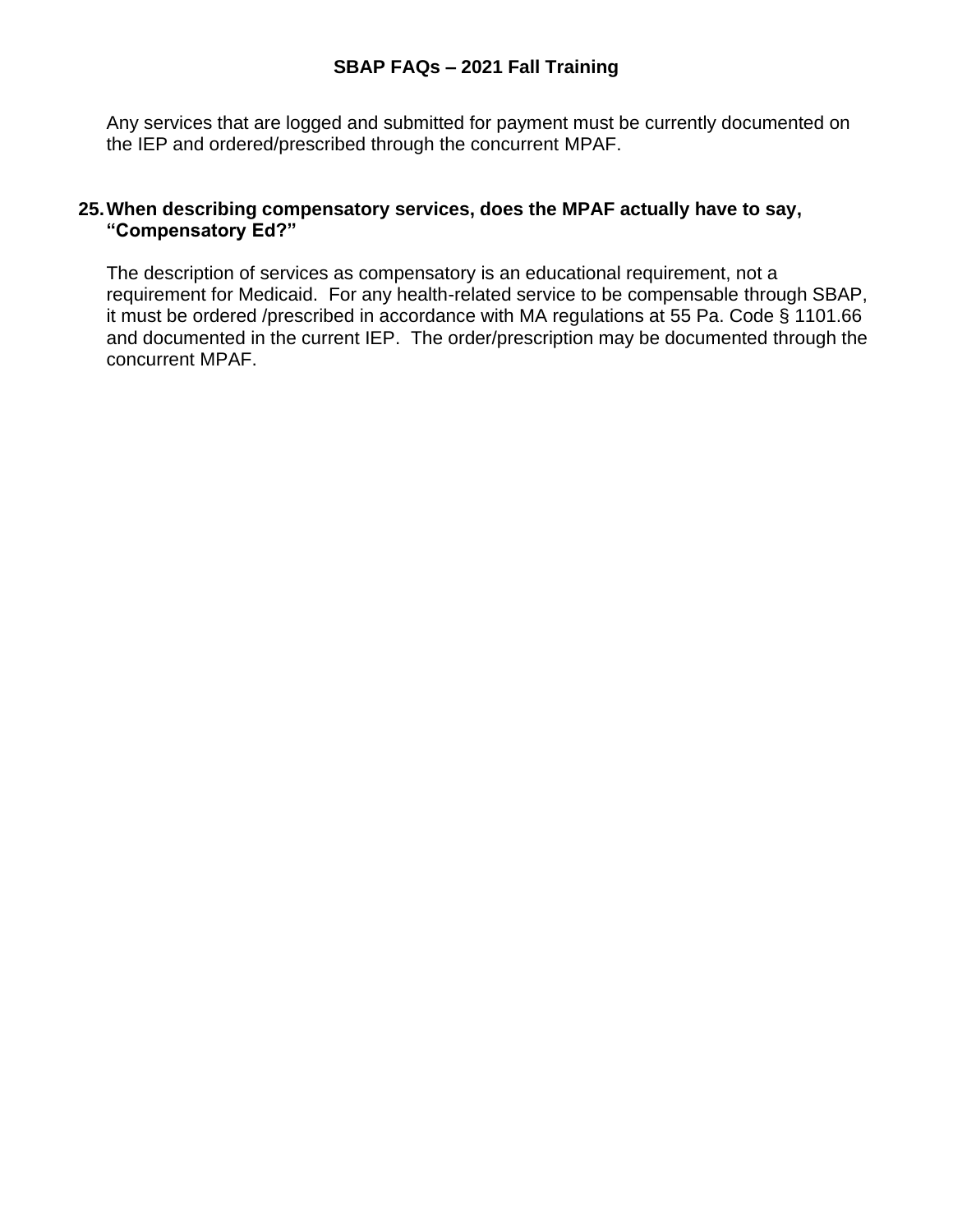Any services that are logged and submitted for payment must be currently documented on the IEP and ordered/prescribed through the concurrent MPAF.

**25. When describing compensatory services, does the MPAF actually have to say, "Compensatory Ed?"**

The description of services as compensatory is an educational requirement, not a requirement for Medicaid. For any health-related service to be compensable through SBAP, it must be ordered /prescribed in accordance with MA regulations at 55 Pa. Code § 1101.66 and documented in the current IEP. The order/prescription may be documented through the concurrent MPAF.